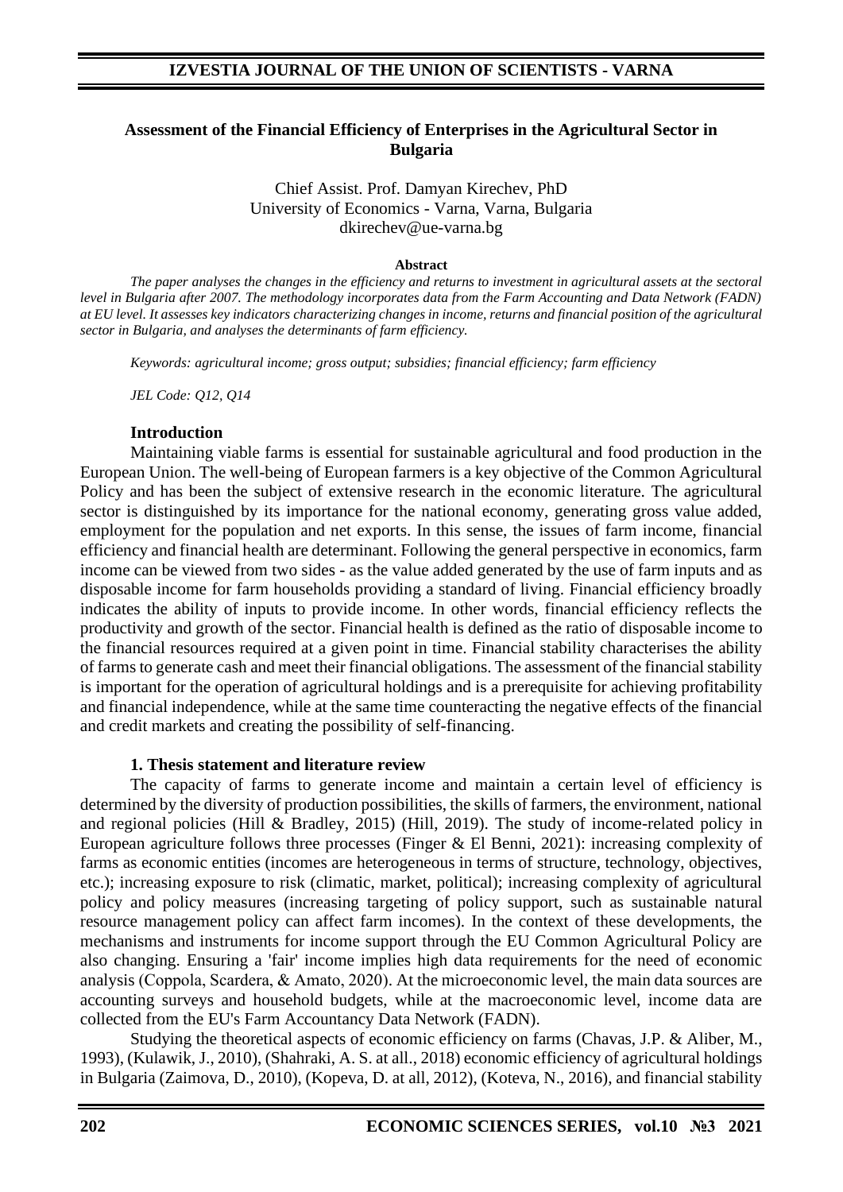# Assessment of the Financial Efficiency of Enterprises in the Agricultural Sector in Bulgaria

Chief Assist. Prof. Damyan Kirechev, PhD
University of Economics - Varna, Varna, Bulgaria
dkirechev@ue-varna.bg

**Abstract**

*The paper analyses the changes in the efficiency and returns to investment in agricultural assets at the sectoral level in Bulgaria after 2007. The methodology incorporates data from the Farm Accounting and Data Network (FADN) at EU level. It assesses key indicators characterizing changes in income, returns and financial position of the agricultural sector in Bulgaria, and analyses the determinants of farm efficiency.*

*Keywords: agricultural income; gross output; subsidies; financial efficiency; farm efficiency*

*JEL Code: Q12, Q14*

## Introduction

Maintaining viable farms is essential for sustainable agricultural and food production in the European Union. The well-being of European farmers is a key objective of the Common Agricultural Policy and has been the subject of extensive research in the economic literature. The agricultural sector is distinguished by its importance for the national economy, generating gross value added, employment for the population and net exports. In this sense, the issues of farm income, financial efficiency and financial health are determinant. Following the general perspective in economics, farm income can be viewed from two sides - as the value added generated by the use of farm inputs and as disposable income for farm households providing a standard of living. Financial efficiency broadly indicates the ability of inputs to provide income. In other words, financial efficiency reflects the productivity and growth of the sector. Financial health is defined as the ratio of disposable income to the financial resources required at a given point in time. Financial stability characterises the ability of farms to generate cash and meet their financial obligations. The assessment of the financial stability is important for the operation of agricultural holdings and is a prerequisite for achieving profitability and financial independence, while at the same time counteracting the negative effects of the financial and credit markets and creating the possibility of self-financing.

## 1. Thesis statement and literature review

The capacity of farms to generate income and maintain a certain level of efficiency is determined by the diversity of production possibilities, the skills of farmers, the environment, national and regional policies (Hill & Bradley, 2015) (Hill, 2019). The study of income-related policy in European agriculture follows three processes (Finger & El Benni, 2021): increasing complexity of farms as economic entities (incomes are heterogeneous in terms of structure, technology, objectives, etc.); increasing exposure to risk (climatic, market, political); increasing complexity of agricultural policy and policy measures (increasing targeting of policy support, such as sustainable natural resource management policy can affect farm incomes). In the context of these developments, the mechanisms and instruments for income support through the EU Common Agricultural Policy are also changing. Ensuring a 'fair' income implies high data requirements for the need of economic analysis (Coppola, Scardera, & Amato, 2020). At the microeconomic level, the main data sources are accounting surveys and household budgets, while at the macroeconomic level, income data are collected from the EU's Farm Accountancy Data Network (FADN).

Studying the theoretical aspects of economic efficiency on farms (Chavas, J.P. & Aliber, M., 1993), (Kulawik, J., 2010), (Shahraki, A. S. at all., 2018) economic efficiency of agricultural holdings in Bulgaria (Zaimova, D., 2010), (Kopeva, D. at all, 2012), (Koteva, N., 2016), and financial stability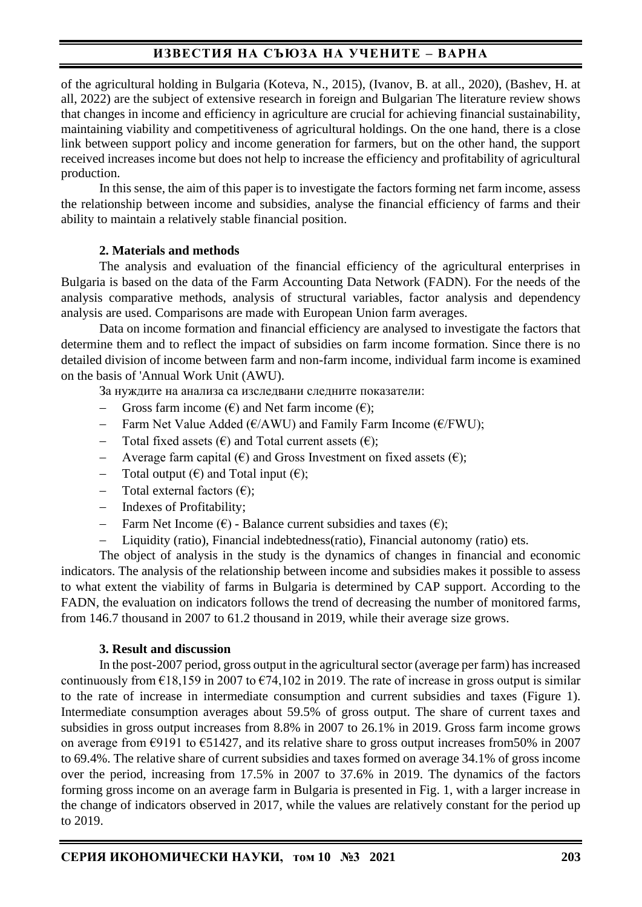of the agricultural holding in Bulgaria (Koteva, N., 2015), (Ivanov, B. at all., 2020), (Bashev, H. at all, 2022) are the subject of extensive research in foreign and Bulgarian The literature review shows that changes in income and efficiency in agriculture are crucial for achieving financial sustainability, maintaining viability and competitiveness of agricultural holdings. On the one hand, there is a close link between support policy and income generation for farmers, but on the other hand, the support received increases income but does not help to increase the efficiency and profitability of agricultural production.

In this sense, the aim of this paper is to investigate the factors forming net farm income, assess the relationship between income and subsidies, analyse the financial efficiency of farms and their ability to maintain a relatively stable financial position.

## 2. Materials and methods

The analysis and evaluation of the financial efficiency of the agricultural enterprises in Bulgaria is based on the data of the Farm Accounting Data Network (FADN). For the needs of the analysis comparative methods, analysis of structural variables, factor analysis and dependency analysis are used. Comparisons are made with European Union farm averages.

Data on income formation and financial efficiency are analysed to investigate the factors that determine them and to reflect the impact of subsidies on farm income formation. Since there is no detailed division of income between farm and non-farm income, individual farm income is examined on the basis of 'Annual Work Unit (AWU).

За нуждите на анализа са изследвани следните показатели:

- Gross farm income (€) and Net farm income (€);
- Farm Net Value Added (€/AWU) and Family Farm Income (€/FWU);
- Total fixed assets (€) and Total current assets (€);
- Average farm capital (€) and Gross Investment on fixed assets (€);
- Total output (€) and Total input (€);
- Total external factors (€);
- Indexes of Profitability;
- Farm Net Income (€) - Balance current subsidies and taxes (€);
- Liquidity (ratio), Financial indebtedness(ratio), Financial autonomy (ratio) ets.

The object of analysis in the study is the dynamics of changes in financial and economic indicators. The analysis of the relationship between income and subsidies makes it possible to assess to what extent the viability of farms in Bulgaria is determined by CAP support. According to the FADN, the evaluation on indicators follows the trend of decreasing the number of monitored farms, from 146.7 thousand in 2007 to 61.2 thousand in 2019, while their average size grows.

## 3. Result and discussion

In the post-2007 period, gross output in the agricultural sector (average per farm) has increased continuously from €18,159 in 2007 to €74,102 in 2019. The rate of increase in gross output is similar to the rate of increase in intermediate consumption and current subsidies and taxes (Figure 1). Intermediate consumption averages about 59.5% of gross output. The share of current taxes and subsidies in gross output increases from 8.8% in 2007 to 26.1% in 2019. Gross farm income grows on average from €9191 to €51427, and its relative share to gross output increases from50% in 2007 to 69.4%. The relative share of current subsidies and taxes formed on average 34.1% of gross income over the period, increasing from 17.5% in 2007 to 37.6% in 2019. The dynamics of the factors forming gross income on an average farm in Bulgaria is presented in Fig. 1, with a larger increase in the change of indicators observed in 2017, while the values are relatively constant for the period up to 2019.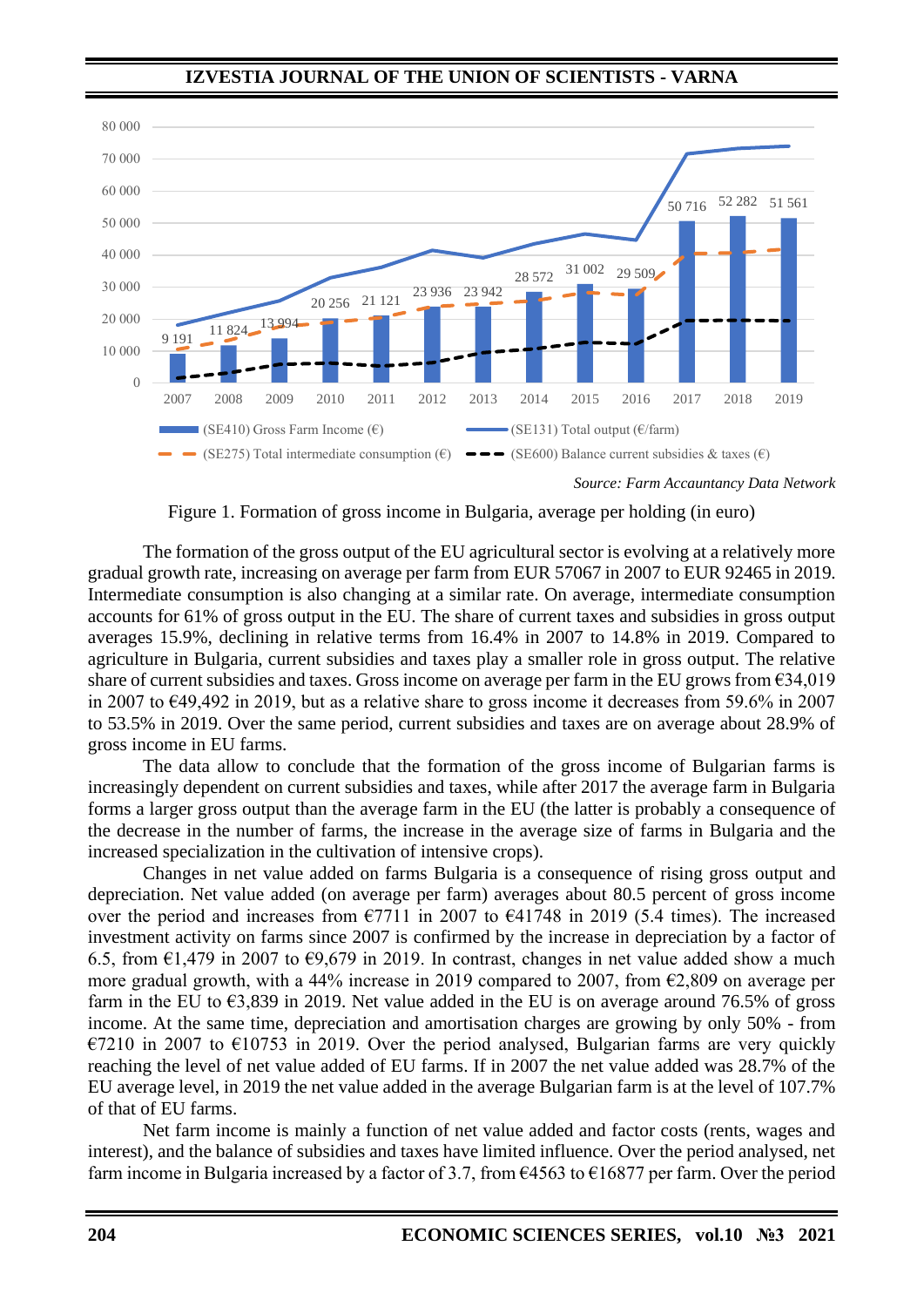Source: Farm Accauntancy Data Network

Figure 1. Formation of gross income in Bulgaria, average per holding (in euro)

The formation of the gross output of the EU agricultural sector is evolving at a relatively more gradual growth rate, increasing on average per farm from EUR 57067 in 2007 to EUR 92465 in 2019. Intermediate consumption is also changing at a similar rate. On average, intermediate consumption accounts for 61% of gross output in the EU. The share of current taxes and subsidies in gross output averages 15.9%, declining in relative terms from 16.4% in 2007 to 14.8% in 2019. Compared to agriculture in Bulgaria, current subsidies and taxes play a smaller role in gross output. The relative share of current subsidies and taxes. Gross income on average per farm in the EU grows from €34,019 in 2007 to €49,492 in 2019, but as a relative share to gross income it decreases from 59.6% in 2007 to 53.5% in 2019. Over the same period, current subsidies and taxes are on average about 28.9% of gross income in EU farms.

The data allow to conclude that the formation of the gross income of Bulgarian farms is increasingly dependent on current subsidies and taxes, while after 2017 the average farm in Bulgaria forms a larger gross output than the average farm in the EU (the latter is probably a consequence of the decrease in the number of farms, the increase in the average size of farms in Bulgaria and the increased specialization in the cultivation of intensive crops).

Changes in net value added on farms Bulgaria is a consequence of rising gross output and depreciation. Net value added (on average per farm) averages about 80.5 percent of gross income over the period and increases from €7711 in 2007 to €41748 in 2019 (5.4 times). The increased investment activity on farms since 2007 is confirmed by the increase in depreciation by a factor of 6.5, from €1,479 in 2007 to €9,679 in 2019. In contrast, changes in net value added show a much more gradual growth, with a 44% increase in 2019 compared to 2007, from €2,809 on average per farm in the EU to €3,839 in 2019. Net value added in the EU is on average around 76.5% of gross income. At the same time, depreciation and amortisation charges are growing by only 50% - from €7210 in 2007 to €10753 in 2019. Over the period analysed, Bulgarian farms are very quickly reaching the level of net value added of EU farms. If in 2007 the net value added was 28.7% of the EU average level, in 2019 the net value added in the average Bulgarian farm is at the level of 107.7% of that of EU farms.

Net farm income is mainly a function of net value added and factor costs (rents, wages and interest), and the balance of subsidies and taxes have limited influence. Over the period analysed, net farm income in Bulgaria increased by a factor of 3.7, from €4563 to €16877 per farm. Over the period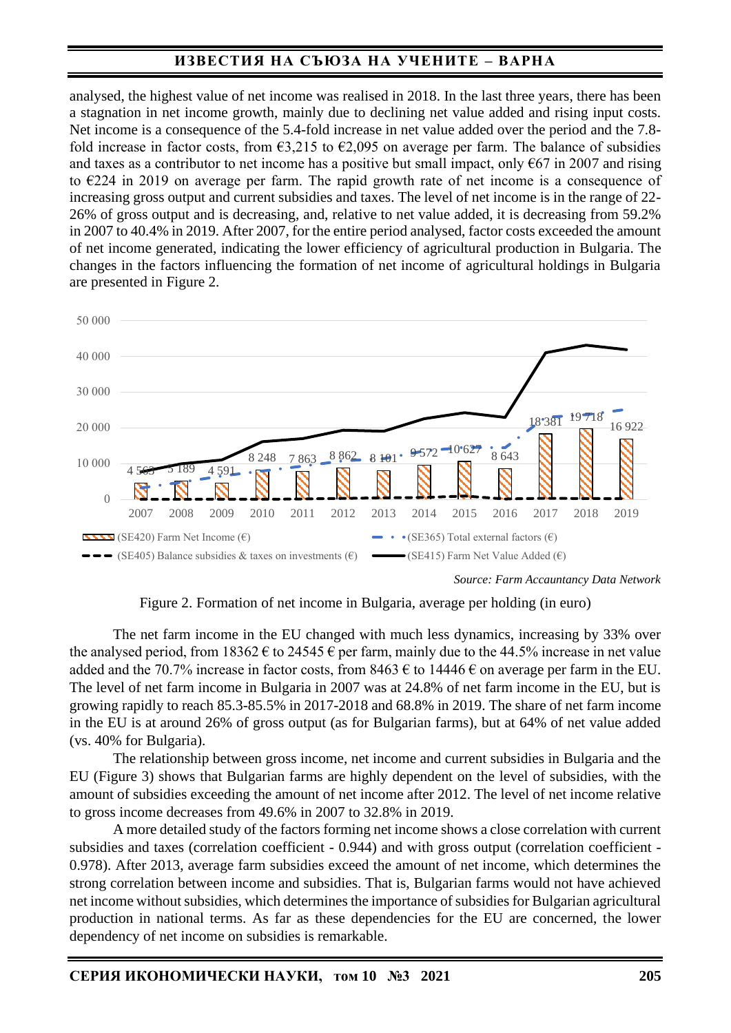analysed, the highest value of net income was realised in 2018. In the last three years, there has been a stagnation in net income growth, mainly due to declining net value added and rising input costs. Net income is a consequence of the 5.4-fold increase in net value added over the period and the 7.8-fold increase in factor costs, from €3,215 to €2,095 on average per farm. The balance of subsidies and taxes as a contributor to net income has a positive but small impact, only €67 in 2007 and rising to €224 in 2019 on average per farm. The rapid growth rate of net income is a consequence of increasing gross output and current subsidies and taxes. The level of net income is in the range of 22-26% of gross output and is decreasing, and, relative to net value added, it is decreasing from 59.2% in 2007 to 40.4% in 2019. After 2007, for the entire period analysed, factor costs exceeded the amount of net income generated, indicating the lower efficiency of agricultural production in Bulgaria. The changes in the factors influencing the formation of net income of agricultural holdings in Bulgaria are presented in Figure 2.

*Source: Farm Accauntancy Data Network*

Figure 2. Formation of net income in Bulgaria, average per holding (in euro)

The net farm income in the EU changed with much less dynamics, increasing by 33% over the analysed period, from 18362 € to 24545 € per farm, mainly due to the 44.5% increase in net value added and the 70.7% increase in factor costs, from 8463 € to 14446 € on average per farm in the EU. The level of net farm income in Bulgaria in 2007 was at 24.8% of net farm income in the EU, but is growing rapidly to reach 85.3-85.5% in 2017-2018 and 68.8% in 2019. The share of net farm income in the EU is at around 26% of gross output (as for Bulgarian farms), but at 64% of net value added (vs. 40% for Bulgaria).

The relationship between gross income, net income and current subsidies in Bulgaria and the EU (Figure 3) shows that Bulgarian farms are highly dependent on the level of subsidies, with the amount of subsidies exceeding the amount of net income after 2012. The level of net income relative to gross income decreases from 49.6% in 2007 to 32.8% in 2019.

A more detailed study of the factors forming net income shows a close correlation with current subsidies and taxes (correlation coefficient - 0.944) and with gross output (correlation coefficient - 0.978). After 2013, average farm subsidies exceed the amount of net income, which determines the strong correlation between income and subsidies. That is, Bulgarian farms would not have achieved net income without subsidies, which determines the importance of subsidies for Bulgarian agricultural production in national terms. As far as these dependencies for the EU are concerned, the lower dependency of net income on subsidies is remarkable.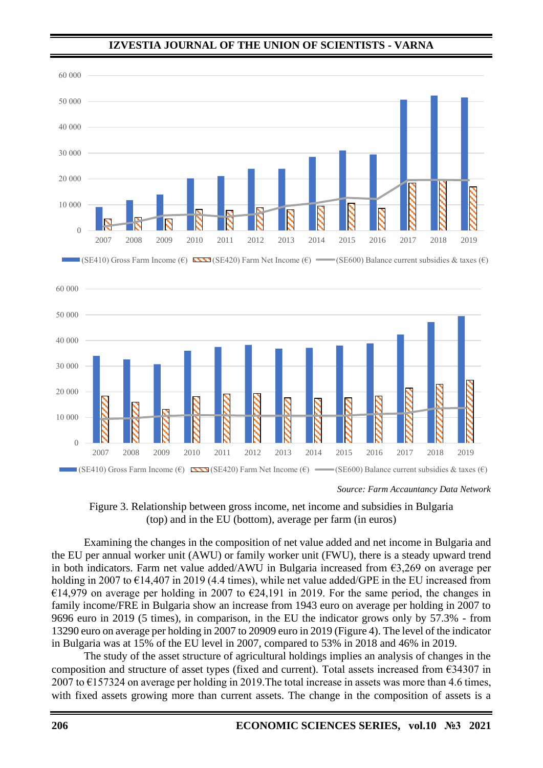60 000

50 000

40 000

30 000

20 000

10 000

0

2007 2008 2009 2010 2011 2012 2013 2014 2015 2016 2017 2018 2019

(SE410) Gross Farm Income (€) (SE420) Farm Net Income (€) (SE600) Balance current subsidies & taxes (€)

60 000

50 000

40 000

30 000

20 000

10 000

0

2007 2008 2009 2010 2011 2012 2013 2014 2015 2016 2017 2018 2019

(SE410) Gross Farm Income (€) (SE420) Farm Net Income (€) (SE600) Balance current subsidies & taxes (€)

*Source: Farm Accauntancy Data Network*

Figure 3. Relationship between gross income, net income and subsidies in Bulgaria (top) and in the EU (bottom), average per farm (in euros)

Examining the changes in the composition of net value added and net income in Bulgaria and the EU per annual worker unit (AWU) or family worker unit (FWU), there is a steady upward trend in both indicators. Farm net value added/AWU in Bulgaria increased from €3,269 on average per holding in 2007 to €14,407 in 2019 (4.4 times), while net value added/GPE in the EU increased from €14,979 on average per holding in 2007 to €24,191 in 2019. For the same period, the changes in family income/FRE in Bulgaria show an increase from 1943 euro on average per holding in 2007 to 9696 euro in 2019 (5 times), in comparison, in the EU the indicator grows only by 57.3% - from 13290 euro on average per holding in 2007 to 20909 euro in 2019 (Figure 4). The level of the indicator in Bulgaria was at 15% of the EU level in 2007, compared to 53% in 2018 and 46% in 2019.

The study of the asset structure of agricultural holdings implies an analysis of changes in the composition and structure of asset types (fixed and current). Total assets increased from €34307 in 2007 to €157324 on average per holding in 2019.The total increase in assets was more than 4.6 times, with fixed assets growing more than current assets. The change in the composition of assets is a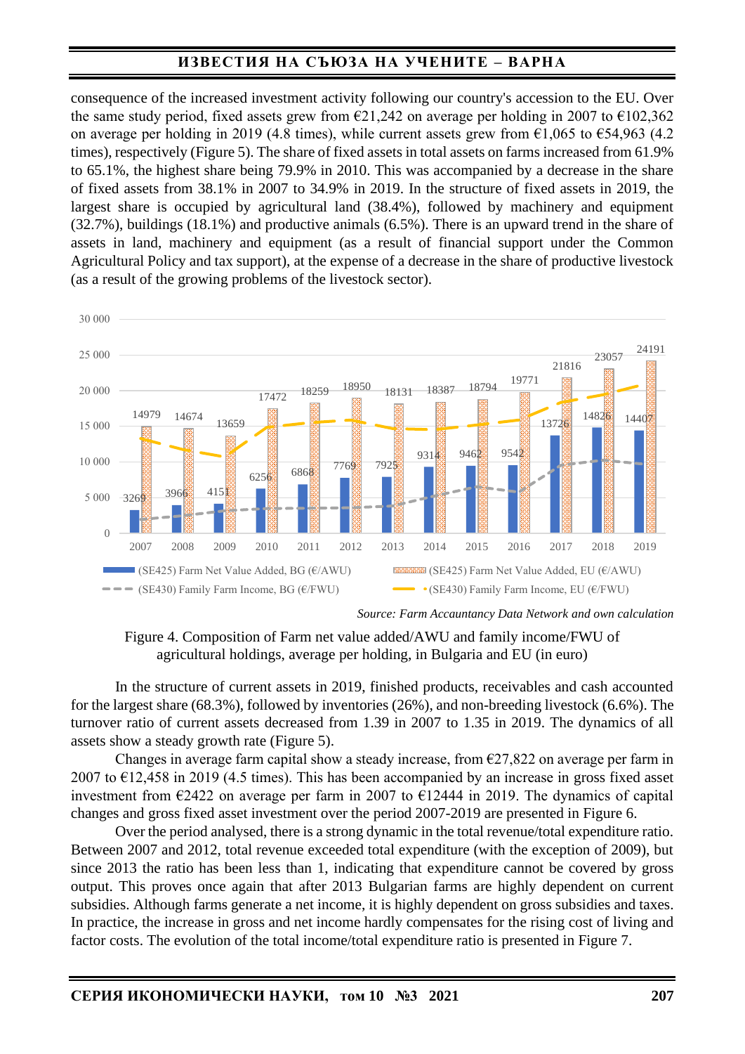consequence of the increased investment activity following our country's accession to the EU. Over the same study period, fixed assets grew from €21,242 on average per holding in 2007 to €102,362 on average per holding in 2019 (4.8 times), while current assets grew from €1,065 to €54,963 (4.2 times), respectively (Figure 5). The share of fixed assets in total assets on farms increased from 61.9% to 65.1%, the highest share being 79.9% in 2010. This was accompanied by a decrease in the share of fixed assets from 38.1% in 2007 to 34.9% in 2019. In the structure of fixed assets in 2019, the largest share is occupied by agricultural land (38.4%), followed by machinery and equipment (32.7%), buildings (18.1%) and productive animals (6.5%). There is an upward trend in the share of assets in land, machinery and equipment (as a result of financial support under the Common Agricultural Policy and tax support), at the expense of a decrease in the share of productive livestock (as a result of the growing problems of the livestock sector).

| Year | (SE425) Farm Net Value Added, BG (€/AWU) | (SE425) Farm Net Value Added, EU (€/AWU) |
|---|---|---|
| 2007 | 3269 | 14979 |
| 2008 | 3966 | 14674 |
| 2009 | 4151 | 13659 |
| 2010 | 6256 | 17472 |
| 2011 | 6868 | 18259 |
| 2012 | 7769 | 18950 |
| 2013 | 7925 | 18131 |
| 2014 | 9314 | 18387 |
| 2015 | 9462 | 18794 |
| 2016 | 9542 | 19771 |
| 2017 | 13726 | 21816 |
| 2018 | 14826 | 23057 |
| 2019 | 14407 | 24191 |

(SE430) Family Farm Income, BG (€/FWU); (SE430) Family Farm Income, EU (€/FWU)

*Source: Farm Accauntancy Data Network and own calculation*

Figure 4. Composition of Farm net value added/AWU and family income/FWU of agricultural holdings, average per holding, in Bulgaria and EU (in euro)

In the structure of current assets in 2019, finished products, receivables and cash accounted for the largest share (68.3%), followed by inventories (26%), and non-breeding livestock (6.6%). The turnover ratio of current assets decreased from 1.39 in 2007 to 1.35 in 2019. The dynamics of all assets show a steady growth rate (Figure 5).

Changes in average farm capital show a steady increase, from €27,822 on average per farm in 2007 to €12,458 in 2019 (4.5 times). This has been accompanied by an increase in gross fixed asset investment from €2422 on average per farm in 2007 to €12444 in 2019. The dynamics of capital changes and gross fixed asset investment over the period 2007-2019 are presented in Figure 6.

Over the period analysed, there is a strong dynamic in the total revenue/total expenditure ratio. Between 2007 and 2012, total revenue exceeded total expenditure (with the exception of 2009), but since 2013 the ratio has been less than 1, indicating that expenditure cannot be covered by gross output. This proves once again that after 2013 Bulgarian farms are highly dependent on current subsidies. Although farms generate a net income, it is highly dependent on gross subsidies and taxes. In practice, the increase in gross and net income hardly compensates for the rising cost of living and factor costs. The evolution of the total income/total expenditure ratio is presented in Figure 7.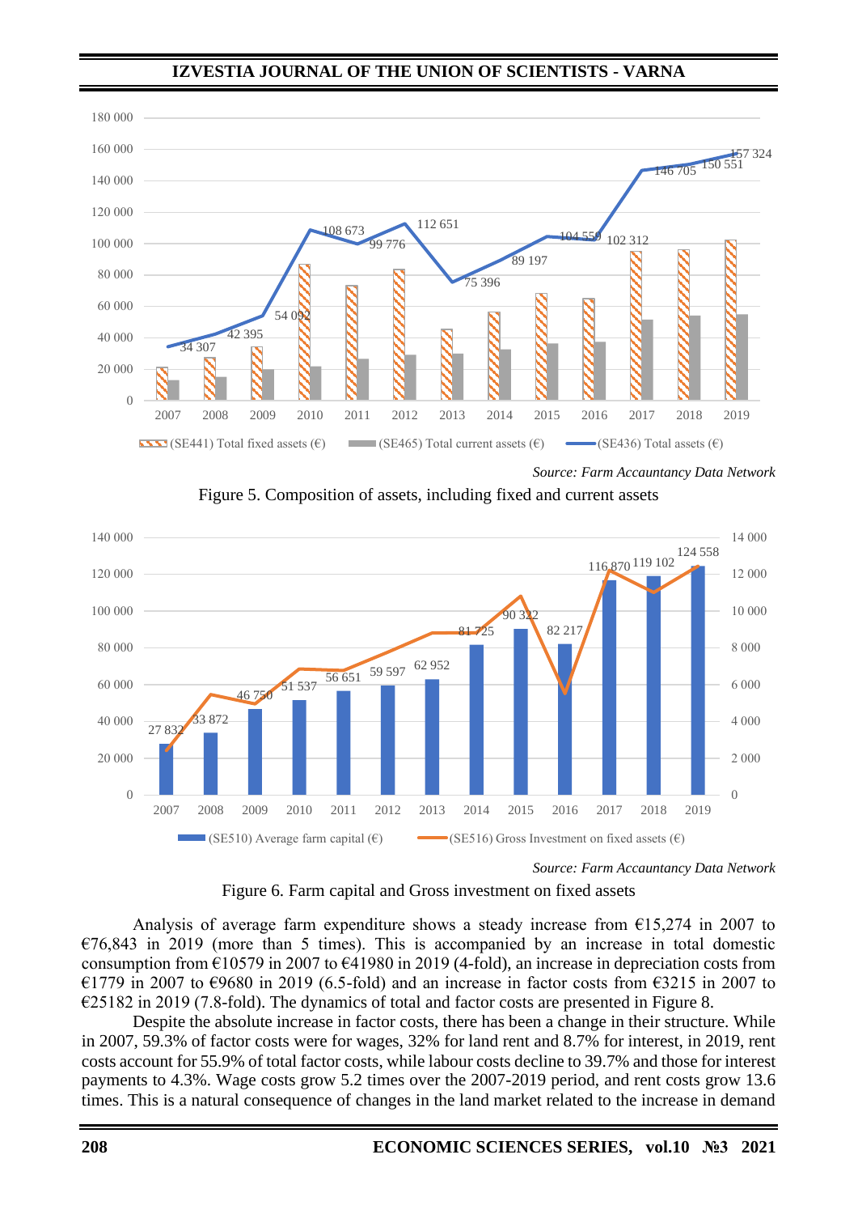Source: Farm Accauntancy Data Network

Figure 5. Composition of assets, including fixed and current assets

Source: Farm Accauntancy Data Network

Figure 6. Farm capital and Gross investment on fixed assets

Analysis of average farm expenditure shows a steady increase from €15,274 in 2007 to €76,843 in 2019 (more than 5 times). This is accompanied by an increase in total domestic consumption from €10579 in 2007 to €41980 in 2019 (4-fold), an increase in depreciation costs from €1779 in 2007 to €9680 in 2019 (6.5-fold) and an increase in factor costs from €3215 in 2007 to €25182 in 2019 (7.8-fold). The dynamics of total and factor costs are presented in Figure 8.

Despite the absolute increase in factor costs, there has been a change in their structure. While in 2007, 59.3% of factor costs were for wages, 32% for land rent and 8.7% for interest, in 2019, rent costs account for 55.9% of total factor costs, while labour costs decline to 39.7% and those for interest payments to 4.3%. Wage costs grow 5.2 times over the 2007-2019 period, and rent costs grow 13.6 times. This is a natural consequence of changes in the land market related to the increase in demand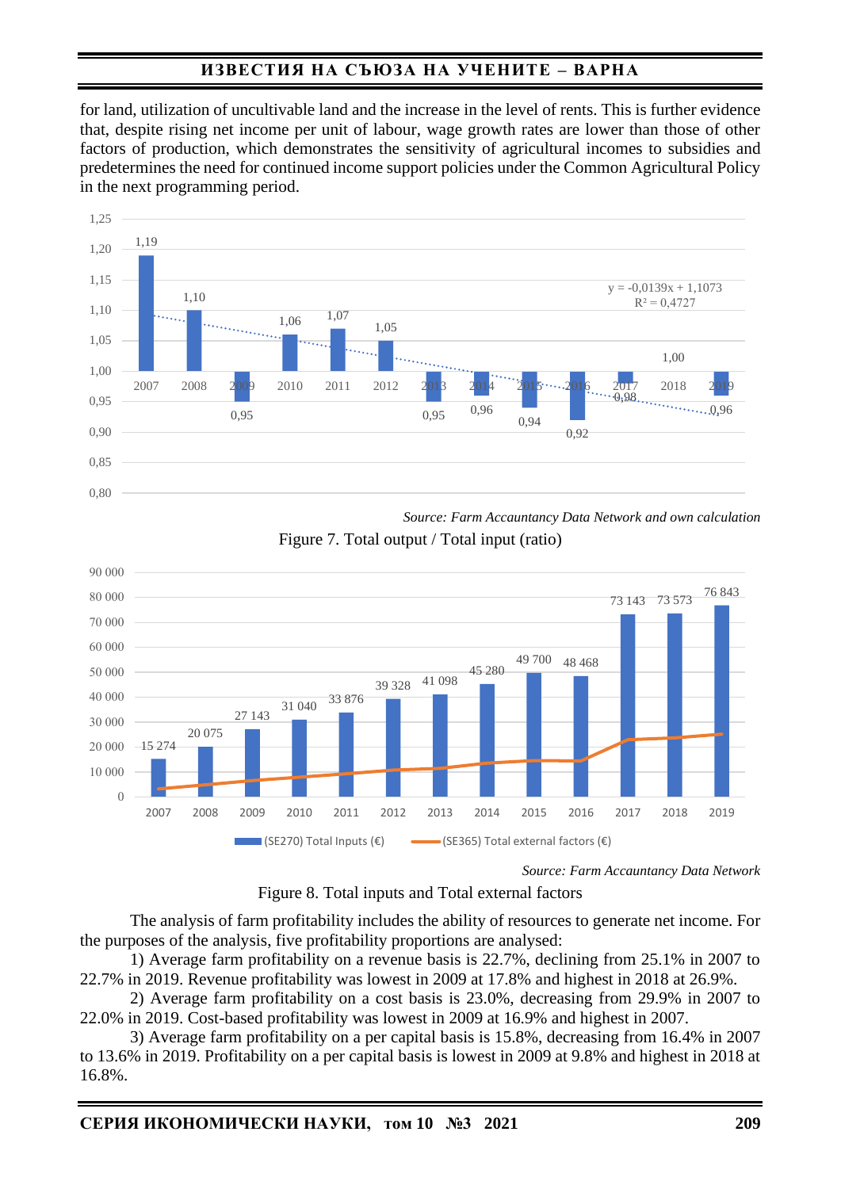for land, utilization of uncultivable land and the increase in the level of rents. This is further evidence that, despite rising net income per unit of labour, wage growth rates are lower than those of other factors of production, which demonstrates the sensitivity of agricultural incomes to subsidies and predetermines the need for continued income support policies under the Common Agricultural Policy in the next programming period.

*Source: Farm Accauntancy Data Network and own calculation*

Figure 7. Total output / Total input (ratio)

*Source: Farm Accauntancy Data Network*

Figure 8. Total inputs and Total external factors

The analysis of farm profitability includes the ability of resources to generate net income. For the purposes of the analysis, five profitability proportions are analysed:

1) Average farm profitability on a revenue basis is 22.7%, declining from 25.1% in 2007 to 22.7% in 2019. Revenue profitability was lowest in 2009 at 17.8% and highest in 2018 at 26.9%.

2) Average farm profitability on a cost basis is 23.0%, decreasing from 29.9% in 2007 to 22.0% in 2019. Cost-based profitability was lowest in 2009 at 16.9% and highest in 2007.

3) Average farm profitability on a per capital basis is 15.8%, decreasing from 16.4% in 2007 to 13.6% in 2019. Profitability on a per capital basis is lowest in 2009 at 9.8% and highest in 2018 at 16.8%.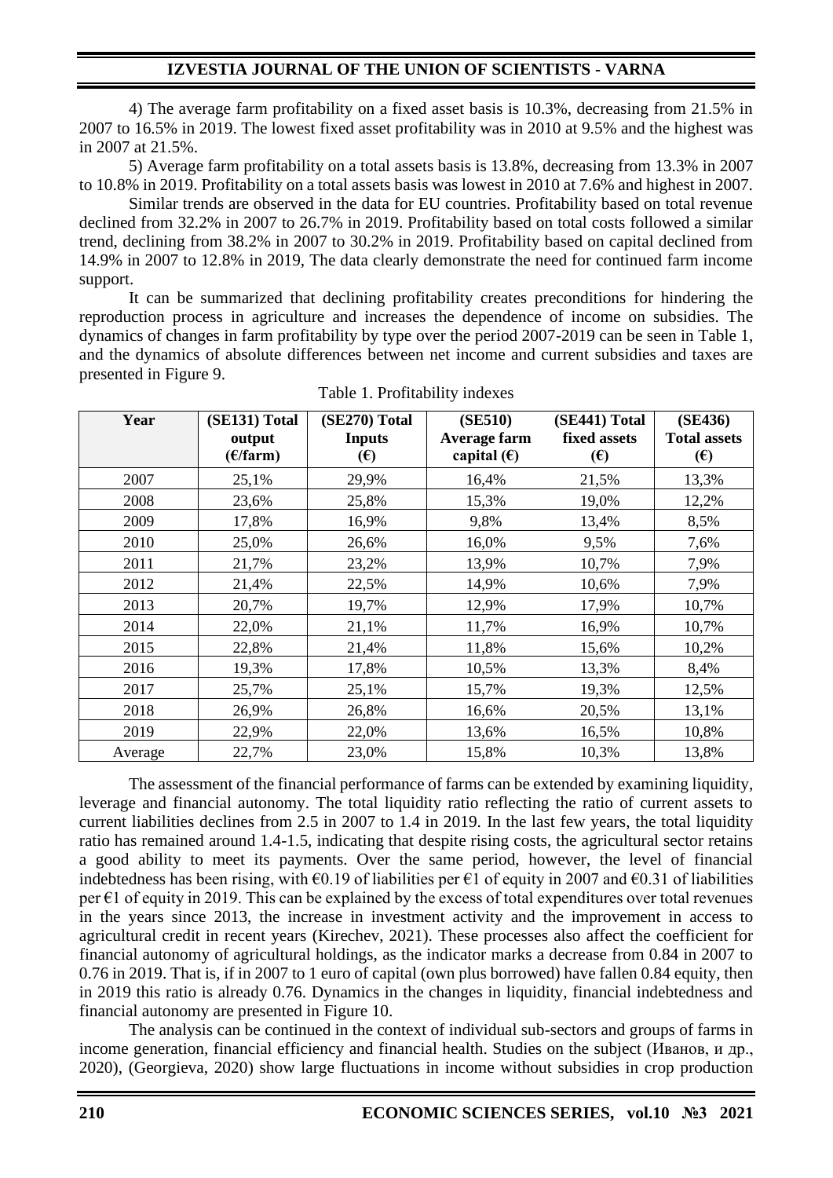4) The average farm profitability on a fixed asset basis is 10.3%, decreasing from 21.5% in 2007 to 16.5% in 2019. The lowest fixed asset profitability was in 2010 at 9.5% and the highest was in 2007 at 21.5%.

5) Average farm profitability on a total assets basis is 13.8%, decreasing from 13.3% in 2007 to 10.8% in 2019. Profitability on a total assets basis was lowest in 2010 at 7.6% and highest in 2007.

Similar trends are observed in the data for EU countries. Profitability based on total revenue declined from 32.2% in 2007 to 26.7% in 2019. Profitability based on total costs followed a similar trend, declining from 38.2% in 2007 to 30.2% in 2019. Profitability based on capital declined from 14.9% in 2007 to 12.8% in 2019, The data clearly demonstrate the need for continued farm income support.

It can be summarized that declining profitability creates preconditions for hindering the reproduction process in agriculture and increases the dependence of income on subsidies. The dynamics of changes in farm profitability by type over the period 2007-2019 can be seen in Table 1, and the dynamics of absolute differences between net income and current subsidies and taxes are presented in Figure 9.

Table 1. Profitability indexes

| Year | (SE131) Total output (€/farm) | (SE270) Total Inputs (€) | (SE510) Average farm capital (€) | (SE441) Total fixed assets (€) | (SE436) Total assets (€) |
|---|---|---|---|---|---|
| 2007 | 25,1% | 29,9% | 16,4% | 21,5% | 13,3% |
| 2008 | 23,6% | 25,8% | 15,3% | 19,0% | 12,2% |
| 2009 | 17,8% | 16,9% | 9,8% | 13,4% | 8,5% |
| 2010 | 25,0% | 26,6% | 16,0% | 9,5% | 7,6% |
| 2011 | 21,7% | 23,2% | 13,9% | 10,7% | 7,9% |
| 2012 | 21,4% | 22,5% | 14,9% | 10,6% | 7,9% |
| 2013 | 20,7% | 19,7% | 12,9% | 17,9% | 10,7% |
| 2014 | 22,0% | 21,1% | 11,7% | 16,9% | 10,7% |
| 2015 | 22,8% | 21,4% | 11,8% | 15,6% | 10,2% |
| 2016 | 19,3% | 17,8% | 10,5% | 13,3% | 8,4% |
| 2017 | 25,7% | 25,1% | 15,7% | 19,3% | 12,5% |
| 2018 | 26,9% | 26,8% | 16,6% | 20,5% | 13,1% |
| 2019 | 22,9% | 22,0% | 13,6% | 16,5% | 10,8% |
| Average | 22,7% | 23,0% | 15,8% | 10,3% | 13,8% |

The assessment of the financial performance of farms can be extended by examining liquidity, leverage and financial autonomy. The total liquidity ratio reflecting the ratio of current assets to current liabilities declines from 2.5 in 2007 to 1.4 in 2019. In the last few years, the total liquidity ratio has remained around 1.4-1.5, indicating that despite rising costs, the agricultural sector retains a good ability to meet its payments. Over the same period, however, the level of financial indebtedness has been rising, with €0.19 of liabilities per €1 of equity in 2007 and €0.31 of liabilities per €1 of equity in 2019. This can be explained by the excess of total expenditures over total revenues in the years since 2013, the increase in investment activity and the improvement in access to agricultural credit in recent years (Kirechev, 2021). These processes also affect the coefficient for financial autonomy of agricultural holdings, as the indicator marks a decrease from 0.84 in 2007 to 0.76 in 2019. That is, if in 2007 to 1 euro of capital (own plus borrowed) have fallen 0.84 equity, then in 2019 this ratio is already 0.76. Dynamics in the changes in liquidity, financial indebtedness and financial autonomy are presented in Figure 10.

The analysis can be continued in the context of individual sub-sectors and groups of farms in income generation, financial efficiency and financial health. Studies on the subject (Иванов, и др., 2020), (Georgieva, 2020) show large fluctuations in income without subsidies in crop production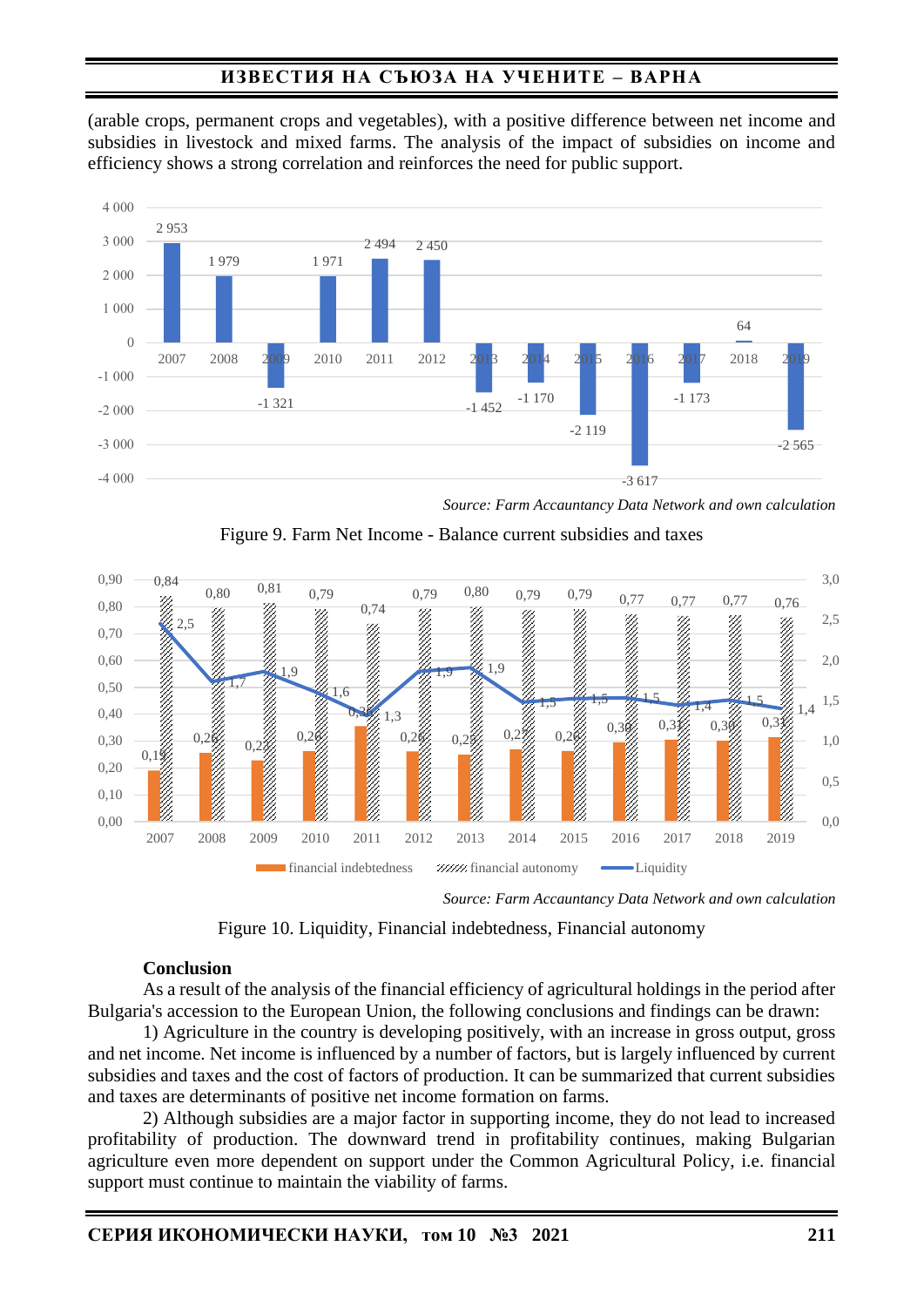(arable crops, permanent crops and vegetables), with a positive difference between net income and subsidies in livestock and mixed farms. The analysis of the impact of subsidies on income and efficiency shows a strong correlation and reinforces the need for public support.

*Source: Farm Accauntancy Data Network and own calculation*

Figure 9. Farm Net Income - Balance current subsidies and taxes

*Source: Farm Accauntancy Data Network and own calculation*

Figure 10. Liquidity, Financial indebtedness, Financial autonomy

**Conclusion**

As a result of the analysis of the financial efficiency of agricultural holdings in the period after Bulgaria's accession to the European Union, the following conclusions and findings can be drawn:

1) Agriculture in the country is developing positively, with an increase in gross output, gross and net income. Net income is influenced by a number of factors, but is largely influenced by current subsidies and taxes and the cost of factors of production. It can be summarized that current subsidies and taxes are determinants of positive net income formation on farms.

2) Although subsidies are a major factor in supporting income, they do not lead to increased profitability of production. The downward trend in profitability continues, making Bulgarian agriculture even more dependent on support under the Common Agricultural Policy, i.e. financial support must continue to maintain the viability of farms.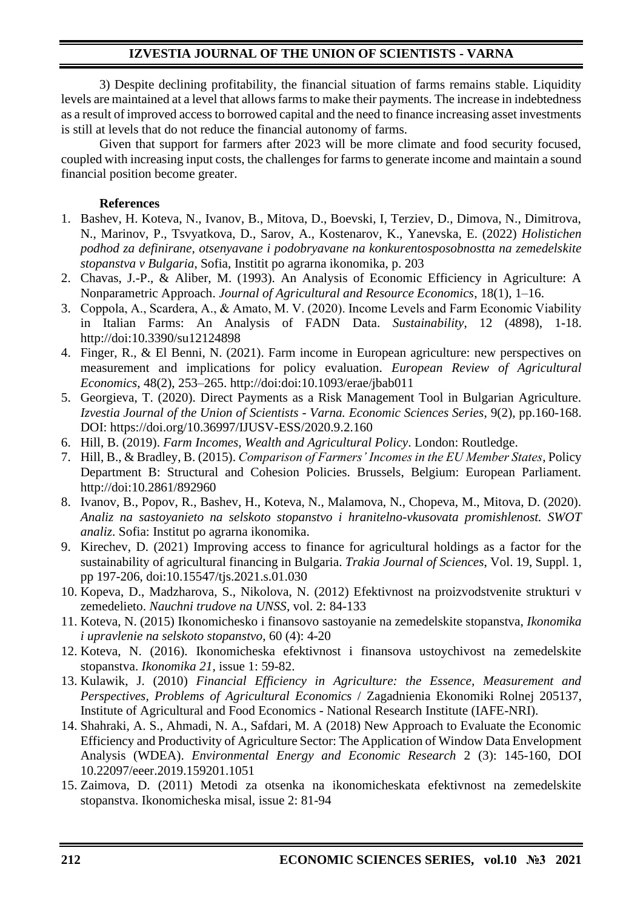3) Despite declining profitability, the financial situation of farms remains stable. Liquidity levels are maintained at a level that allows farms to make their payments. The increase in indebtedness as a result of improved access to borrowed capital and the need to finance increasing asset investments is still at levels that do not reduce the financial autonomy of farms.

Given that support for farmers after 2023 will be more climate and food security focused, coupled with increasing input costs, the challenges for farms to generate income and maintain a sound financial position become greater.

**References**

1. Bashev, H. Koteva, N., Ivanov, B., Mitova, D., Boevski, I, Terziev, D., Dimova, N., Dimitrova, N., Marinov, P., Tsvyatkova, D., Sarov, A., Kostenarov, K., Yanevska, E. (2022) *Holistichen podhod za definirane, otsenyavane i podobryavane na konkurentosposobnostta na zemedelskite stopanstva v Bulgaria*, Sofia, Institit po agrarna ikonomika, p. 203
2. Chavas, J.-P., & Aliber, M. (1993). An Analysis of Economic Efficiency in Agriculture: A Nonparametric Approach. *Journal of Agricultural and Resource Economics*, 18(1), 1–16.
3. Coppola, A., Scardera, A., & Amato, M. V. (2020). Income Levels and Farm Economic Viability in Italian Farms: An Analysis of FADN Data. *Sustainability*, 12 (4898), 1-18. http://doi:10.3390/su12124898
4. Finger, R., & El Benni, N. (2021). Farm income in European agriculture: new perspectives on measurement and implications for policy evaluation. *European Review of Agricultural Economics*, 48(2), 253–265. http://doi:doi:10.1093/erae/jbab011
5. Georgieva, T. (2020). Direct Payments as a Risk Management Tool in Bulgarian Agriculture. *Izvestia Journal of the Union of Scientists - Varna. Economic Sciences Series*, 9(2), pp.160-168. DOI: https://doi.org/10.36997/IJUSV-ESS/2020.9.2.160
6. Hill, B. (2019). *Farm Incomes, Wealth and Agricultural Policy*. London: Routledge.
7. Hill, B., & Bradley, B. (2015). *Comparison of Farmers' Incomes in the EU Member States*, Policy Department B: Structural and Cohesion Policies. Brussels, Belgium: European Parliament. http://doi:10.2861/892960
8. Ivanov, B., Popov, R., Bashev, H., Koteva, N., Malamova, N., Chopeva, M., Mitova, D. (2020). *Analiz na sastoyanieto na selskoto stopanstvo i hranitelno-vkusovata promishlenost. SWOT analiz*. Sofia: Institut po agrarna ikonomika.
9. Kirechev, D. (2021) Improving access to finance for agricultural holdings as a factor for the sustainability of agricultural financing in Bulgaria. *Trakia Journal of Sciences*, Vol. 19, Suppl. 1, pp 197-206, doi:10.15547/tjs.2021.s.01.030
10. Kopeva, D., Madzharova, S., Nikolova, N. (2012) Efektivnost na proizvodstvenite strukturi v zemedelieto. *Nauchni trudove na UNSS*, vol. 2: 84-133
11. Koteva, N. (2015) Ikonomichesko i finansovo sastoyanie na zemedelskite stopanstva, *Ikonomika i upravlenie na selskoto stopanstvo*, 60 (4): 4-20
12. Koteva, N. (2016). Ikonomicheska efektivnost i finansova ustoychivost na zemedelskite stopanstva. *Ikonomika 21*, issue 1: 59-82.
13. Kulawik, J. (2010) *Financial Efficiency in Agriculture: the Essence, Measurement and Perspectives, Problems of Agricultural Economics* / Zagadnienia Ekonomiki Rolnej 205137, Institute of Agricultural and Food Economics - National Research Institute (IAFE-NRI).
14. Shahraki, A. S., Ahmadi, N. A., Safdari, M. A (2018) New Approach to Evaluate the Economic Efficiency and Productivity of Agriculture Sector: The Application of Window Data Envelopment Analysis (WDEA). *Environmental Energy and Economic Research* 2 (3): 145-160, DOI 10.22097/eeer.2019.159201.1051
15. Zaimova, D. (2011) Metodi za otsenka na ikonomicheskata efektivnost na zemedelskite stopanstva. Ikonomicheska misal, issue 2: 81-94